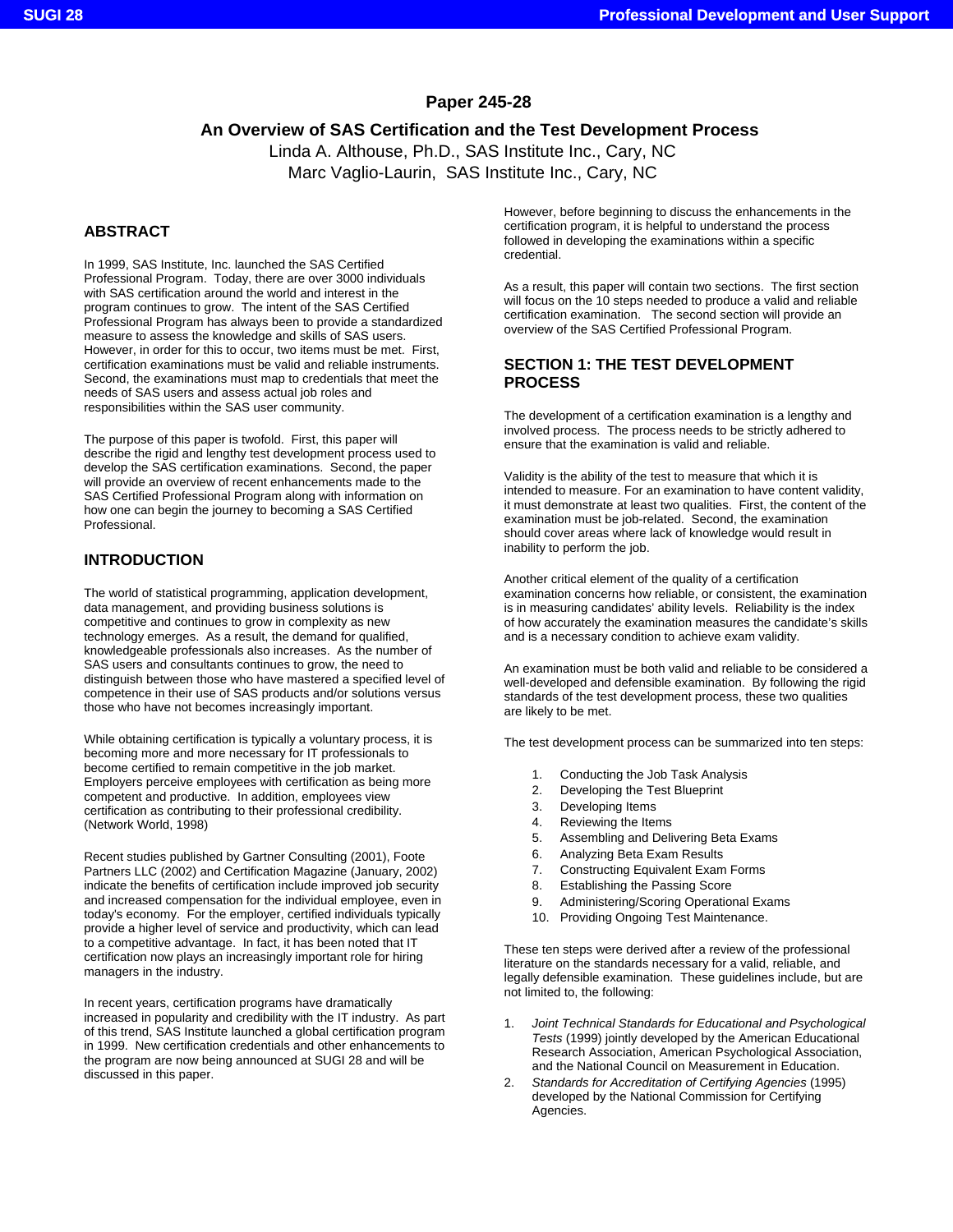# Paper 245-28

## An Overview of SAS Certification and the Test Development Process

Linda A. Althouse, Ph.D., SAS Institute Inc., Cary, NC
Marc Vaglio-Laurin, SAS Institute Inc., Cary, NC

## ABSTRACT

In 1999, SAS Institute, Inc. launched the SAS Certified Professional Program. Today, there are over 3000 individuals with SAS certification around the world and interest in the program continues to grow. The intent of the SAS Certified Professional Program has always been to provide a standardized measure to assess the knowledge and skills of SAS users. However, in order for this to occur, two items must be met. First, certification examinations must be valid and reliable instruments. Second, the examinations must map to credentials that meet the needs of SAS users and assess actual job roles and responsibilities within the SAS user community.

The purpose of this paper is twofold. First, this paper will describe the rigid and lengthy test development process used to develop the SAS certification examinations. Second, the paper will provide an overview of recent enhancements made to the SAS Certified Professional Program along with information on how one can begin the journey to becoming a SAS Certified Professional.

## INTRODUCTION

The world of statistical programming, application development, data management, and providing business solutions is competitive and continues to grow in complexity as new technology emerges. As a result, the demand for qualified, knowledgeable professionals also increases. As the number of SAS users and consultants continues to grow, the need to distinguish between those who have mastered a specified level of competence in their use of SAS products and/or solutions versus those who have not becomes increasingly important.

While obtaining certification is typically a voluntary process, it is becoming more and more necessary for IT professionals to become certified to remain competitive in the job market. Employers perceive employees with certification as being more competent and productive. In addition, employees view certification as contributing to their professional credibility. (Network World, 1998)

Recent studies published by Gartner Consulting (2001), Foote Partners LLC (2002) and Certification Magazine (January, 2002) indicate the benefits of certification include improved job security and increased compensation for the individual employee, even in today's economy. For the employer, certified individuals typically provide a higher level of service and productivity, which can lead to a competitive advantage. In fact, it has been noted that IT certification now plays an increasingly important role for hiring managers in the industry.

In recent years, certification programs have dramatically increased in popularity and credibility with the IT industry. As part of this trend, SAS Institute launched a global certification program in 1999. New certification credentials and other enhancements to the program are now being announced at SUGI 28 and will be discussed in this paper.

However, before beginning to discuss the enhancements in the certification program, it is helpful to understand the process followed in developing the examinations within a specific credential.

As a result, this paper will contain two sections. The first section will focus on the 10 steps needed to produce a valid and reliable certification examination. The second section will provide an overview of the SAS Certified Professional Program.

## SECTION 1: THE TEST DEVELOPMENT PROCESS

The development of a certification examination is a lengthy and involved process. The process needs to be strictly adhered to ensure that the examination is valid and reliable.

Validity is the ability of the test to measure that which it is intended to measure. For an examination to have content validity, it must demonstrate at least two qualities. First, the content of the examination must be job-related. Second, the examination should cover areas where lack of knowledge would result in inability to perform the job.

Another critical element of the quality of a certification examination concerns how reliable, or consistent, the examination is in measuring candidates' ability levels. Reliability is the index of how accurately the examination measures the candidate's skills and is a necessary condition to achieve exam validity.

An examination must be both valid and reliable to be considered a well-developed and defensible examination. By following the rigid standards of the test development process, these two qualities are likely to be met.

The test development process can be summarized into ten steps:

1. Conducting the Job Task Analysis
2. Developing the Test Blueprint
3. Developing Items
4. Reviewing the Items
5. Assembling and Delivering Beta Exams
6. Analyzing Beta Exam Results
7. Constructing Equivalent Exam Forms
8. Establishing the Passing Score
9. Administering/Scoring Operational Exams
10. Providing Ongoing Test Maintenance.

These ten steps were derived after a review of the professional literature on the standards necessary for a valid, reliable, and legally defensible examination. These guidelines include, but are not limited to, the following:

1. *Joint Technical Standards for Educational and Psychological Tests* (1999) jointly developed by the American Educational Research Association, American Psychological Association, and the National Council on Measurement in Education.
2. *Standards for Accreditation of Certifying Agencies* (1995) developed by the National Commission for Certifying Agencies.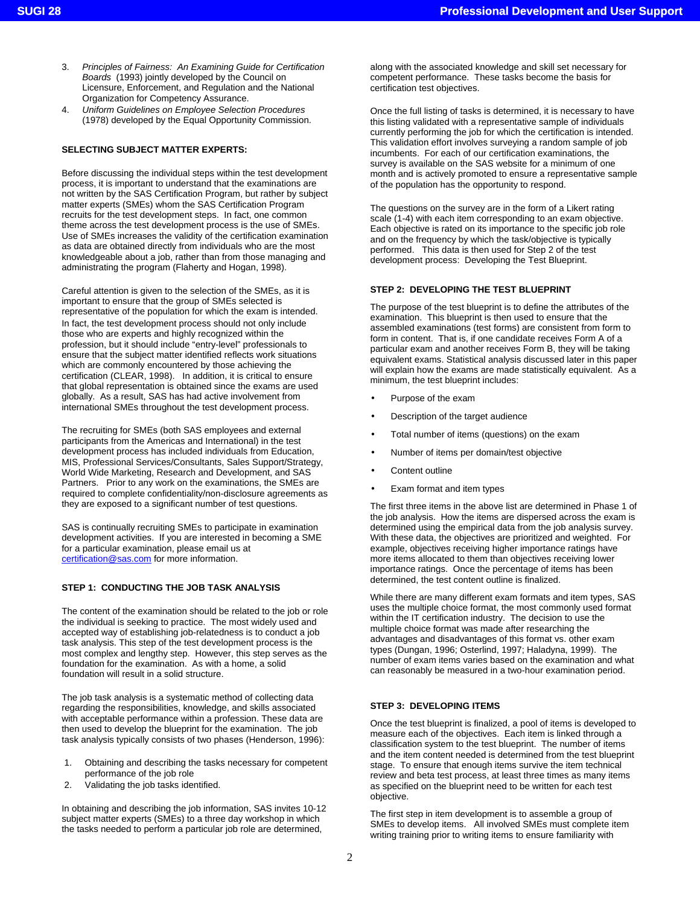3. *Principles of Fairness: An Examining Guide for Certification Boards* (1993) jointly developed by the Council on Licensure, Enforcement, and Regulation and the National Organization for Competency Assurance.
4. *Uniform Guidelines on Employee Selection Procedures* (1978) developed by the Equal Opportunity Commission.

**SELECTING SUBJECT MATTER EXPERTS:**

Before discussing the individual steps within the test development process, it is important to understand that the examinations are not written by the SAS Certification Program, but rather by subject matter experts (SMEs) whom the SAS Certification Program recruits for the test development steps. In fact, one common theme across the test development process is the use of SMEs. Use of SMEs increases the validity of the certification examination as data are obtained directly from individuals who are the most knowledgeable about a job, rather than from those managing and administrating the program (Flaherty and Hogan, 1998).

Careful attention is given to the selection of the SMEs, as it is important to ensure that the group of SMEs selected is representative of the population for which the exam is intended. In fact, the test development process should not only include those who are experts and highly recognized within the profession, but it should include "entry-level" professionals to ensure that the subject matter identified reflects work situations which are commonly encountered by those achieving the certification (CLEAR, 1998). In addition, it is critical to ensure that global representation is obtained since the exams are used globally. As a result, SAS has had active involvement from international SMEs throughout the test development process.

The recruiting for SMEs (both SAS employees and external participants from the Americas and International) in the test development process has included individuals from Education, MIS, Professional Services/Consultants, Sales Support/Strategy, World Wide Marketing, Research and Development, and SAS Partners. Prior to any work on the examinations, the SMEs are required to complete confidentiality/non-disclosure agreements as they are exposed to a significant number of test questions.

SAS is continually recruiting SMEs to participate in examination development activities. If you are interested in becoming a SME for a particular examination, please email us at certification@sas.com for more information.

**STEP 1: CONDUCTING THE JOB TASK ANALYSIS**

The content of the examination should be related to the job or role the individual is seeking to practice. The most widely used and accepted way of establishing job-relatedness is to conduct a job task analysis. This step of the test development process is the most complex and lengthy step. However, this step serves as the foundation for the examination. As with a home, a solid foundation will result in a solid structure.

The job task analysis is a systematic method of collecting data regarding the responsibilities, knowledge, and skills associated with acceptable performance within a profession. These data are then used to develop the blueprint for the examination. The job task analysis typically consists of two phases (Henderson, 1996):

1. Obtaining and describing the tasks necessary for competent performance of the job role
2. Validating the job tasks identified.

In obtaining and describing the job information, SAS invites 10-12 subject matter experts (SMEs) to a three day workshop in which the tasks needed to perform a particular job role are determined, along with the associated knowledge and skill set necessary for competent performance. These tasks become the basis for certification test objectives.

Once the full listing of tasks is determined, it is necessary to have this listing validated with a representative sample of individuals currently performing the job for which the certification is intended. This validation effort involves surveying a random sample of job incumbents. For each of our certification examinations, the survey is available on the SAS website for a minimum of one month and is actively promoted to ensure a representative sample of the population has the opportunity to respond.

The questions on the survey are in the form of a Likert rating scale (1-4) with each item corresponding to an exam objective. Each objective is rated on its importance to the specific job role and on the frequency by which the task/objective is typically performed. This data is then used for Step 2 of the test development process: Developing the Test Blueprint.

**STEP 2: DEVELOPING THE TEST BLUEPRINT**

The purpose of the test blueprint is to define the attributes of the examination. This blueprint is then used to ensure that the assembled examinations (test forms) are consistent from form to form in content. That is, if one candidate receives Form A of a particular exam and another receives Form B, they will be taking equivalent exams. Statistical analysis discussed later in this paper will explain how the exams are made statistically equivalent. As a minimum, the test blueprint includes:

- Purpose of the exam
- Description of the target audience
- Total number of items (questions) on the exam
- Number of items per domain/test objective
- Content outline
- Exam format and item types

The first three items in the above list are determined in Phase 1 of the job analysis. How the items are dispersed across the exam is determined using the empirical data from the job analysis survey. With these data, the objectives are prioritized and weighted. For example, objectives receiving higher importance ratings have more items allocated to them than objectives receiving lower importance ratings. Once the percentage of items has been determined, the test content outline is finalized.

While there are many different exam formats and item types, SAS uses the multiple choice format, the most commonly used format within the IT certification industry. The decision to use the multiple choice format was made after researching the advantages and disadvantages of this format vs. other exam types (Dungan, 1996; Osterlind, 1997; Haladyna, 1999). The number of exam items varies based on the examination and what can reasonably be measured in a two-hour examination period.

**STEP 3: DEVELOPING ITEMS**

Once the test blueprint is finalized, a pool of items is developed to measure each of the objectives. Each item is linked through a classification system to the test blueprint. The number of items and the item content needed is determined from the test blueprint stage. To ensure that enough items survive the item technical review and beta test process, at least three times as many items as specified on the blueprint need to be written for each test objective.

The first step in item development is to assemble a group of SMEs to develop items. All involved SMEs must complete item writing training prior to writing items to ensure familiarity with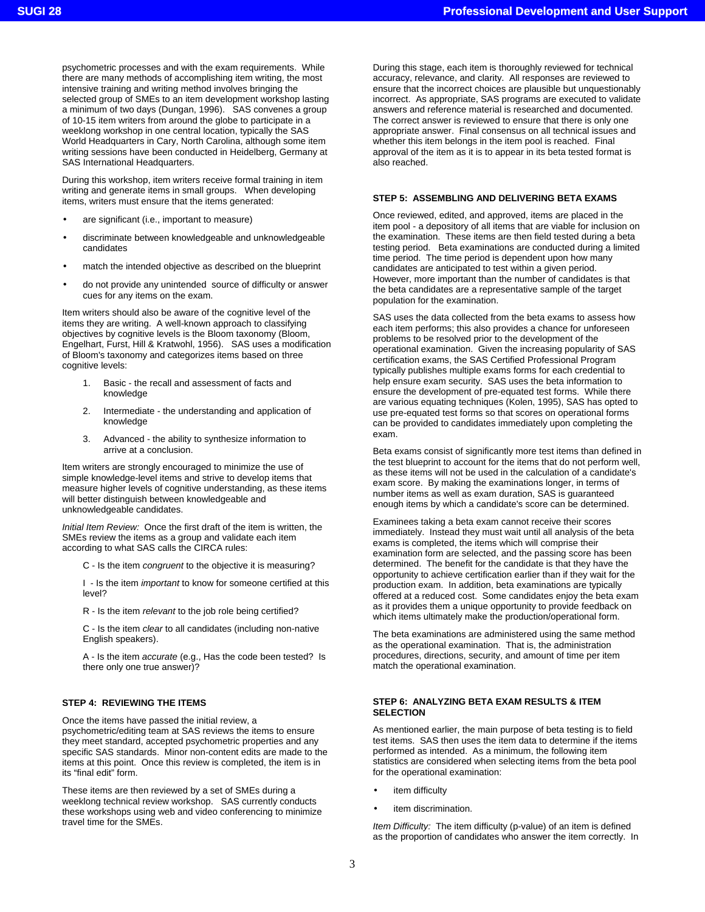psychometric processes and with the exam requirements. While there are many methods of accomplishing item writing, the most intensive training and writing method involves bringing the selected group of SMEs to an item development workshop lasting a minimum of two days (Dungan, 1996). SAS convenes a group of 10-15 item writers from around the globe to participate in a weeklong workshop in one central location, typically the SAS World Headquarters in Cary, North Carolina, although some item writing sessions have been conducted in Heidelberg, Germany at SAS International Headquarters.

During this workshop, item writers receive formal training in item writing and generate items in small groups. When developing items, writers must ensure that the items generated:

- are significant (i.e., important to measure)
- discriminate between knowledgeable and unknowledgeable candidates
- match the intended objective as described on the blueprint
- do not provide any unintended source of difficulty or answer cues for any items on the exam.

Item writers should also be aware of the cognitive level of the items they are writing. A well-known approach to classifying objectives by cognitive levels is the Bloom taxonomy (Bloom, Engelhart, Furst, Hill & Kratwohl, 1956). SAS uses a modification of Bloom's taxonomy and categorizes items based on three cognitive levels:

1. Basic - the recall and assessment of facts and knowledge
2. Intermediate - the understanding and application of knowledge
3. Advanced - the ability to synthesize information to arrive at a conclusion.

Item writers are strongly encouraged to minimize the use of simple knowledge-level items and strive to develop items that measure higher levels of cognitive understanding, as these items will better distinguish between knowledgeable and unknowledgeable candidates.

*Initial Item Review:* Once the first draft of the item is written, the SMEs review the items as a group and validate each item according to what SAS calls the CIRCA rules:

C - Is the item *congruent* to the objective it is measuring?

I - Is the item *important* to know for someone certified at this level?

R - Is the item *relevant* to the job role being certified?

C - Is the item *clear* to all candidates (including non-native English speakers).

A - Is the item *accurate* (e.g., Has the code been tested? Is there only one true answer)?

### STEP 4: REVIEWING THE ITEMS

Once the items have passed the initial review, a psychometric/editing team at SAS reviews the items to ensure they meet standard, accepted psychometric properties and any specific SAS standards. Minor non-content edits are made to the items at this point. Once this review is completed, the item is in its “final edit” form.

These items are then reviewed by a set of SMEs during a weeklong technical review workshop. SAS currently conducts these workshops using web and video conferencing to minimize travel time for the SMEs.

During this stage, each item is thoroughly reviewed for technical accuracy, relevance, and clarity. All responses are reviewed to ensure that the incorrect choices are plausible but unquestionably incorrect. As appropriate, SAS programs are executed to validate answers and reference material is researched and documented. The correct answer is reviewed to ensure that there is only one appropriate answer. Final consensus on all technical issues and whether this item belongs in the item pool is reached. Final approval of the item as it is to appear in its beta tested format is also reached.

### STEP 5: ASSEMBLING AND DELIVERING BETA EXAMS

Once reviewed, edited, and approved, items are placed in the item pool - a depository of all items that are viable for inclusion on the examination. These items are then field tested during a beta testing period. Beta examinations are conducted during a limited time period. The time period is dependent upon how many candidates are anticipated to test within a given period. However, more important than the number of candidates is that the beta candidates are a representative sample of the target population for the examination.

SAS uses the data collected from the beta exams to assess how each item performs; this also provides a chance for unforeseen problems to be resolved prior to the development of the operational examination. Given the increasing popularity of SAS certification exams, the SAS Certified Professional Program typically publishes multiple exams forms for each credential to help ensure exam security. SAS uses the beta information to ensure the development of pre-equated test forms. While there are various equating techniques (Kolen, 1995), SAS has opted to use pre-equated test forms so that scores on operational forms can be provided to candidates immediately upon completing the exam.

Beta exams consist of significantly more test items than defined in the test blueprint to account for the items that do not perform well, as these items will not be used in the calculation of a candidate's exam score. By making the examinations longer, in terms of number items as well as exam duration, SAS is guaranteed enough items by which a candidate's score can be determined.

Examinees taking a beta exam cannot receive their scores immediately. Instead they must wait until all analysis of the beta exams is completed, the items which will comprise their examination form are selected, and the passing score has been determined. The benefit for the candidate is that they have the opportunity to achieve certification earlier than if they wait for the production exam. In addition, beta examinations are typically offered at a reduced cost. Some candidates enjoy the beta exam as it provides them a unique opportunity to provide feedback on which items ultimately make the production/operational form.

The beta examinations are administered using the same method as the operational examination. That is, the administration procedures, directions, security, and amount of time per item match the operational examination.

### STEP 6: ANALYZING BETA EXAM RESULTS & ITEM SELECTION

As mentioned earlier, the main purpose of beta testing is to field test items. SAS then uses the item data to determine if the items performed as intended. As a minimum, the following item statistics are considered when selecting items from the beta pool for the operational examination:

- item difficulty
- item discrimination.

*Item Difficulty:* The item difficulty (p-value) of an item is defined as the proportion of candidates who answer the item correctly. In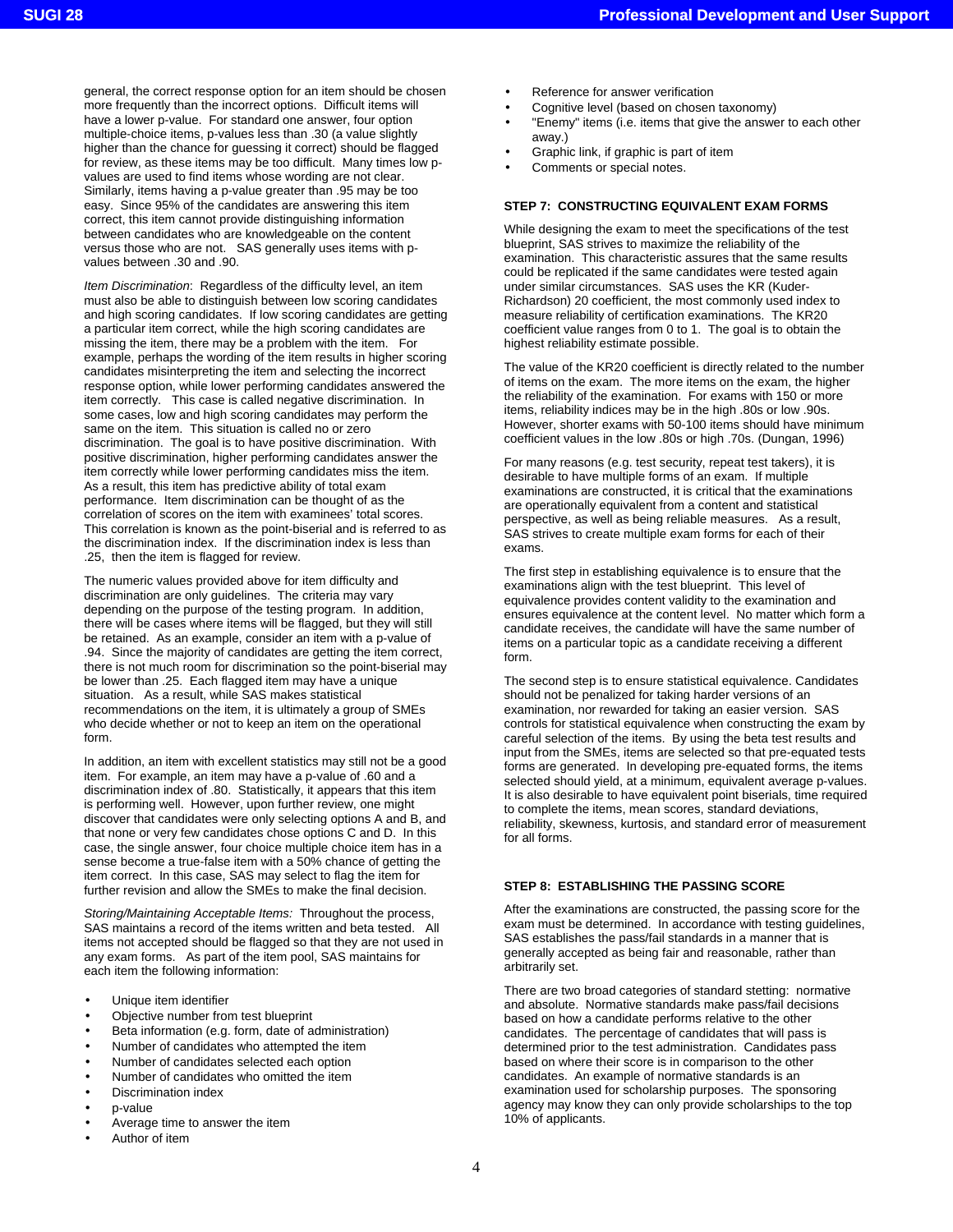general, the correct response option for an item should be chosen more frequently than the incorrect options. Difficult items will have a lower p-value. For standard one answer, four option multiple-choice items, p-values less than .30 (a value slightly higher than the chance for guessing it correct) should be flagged for review, as these items may be too difficult. Many times low p-values are used to find items whose wording are not clear. Similarly, items having a p-value greater than .95 may be too easy. Since 95% of the candidates are answering this item correct, this item cannot provide distinguishing information between candidates who are knowledgeable on the content versus those who are not. SAS generally uses items with p-values between .30 and .90.

*Item Discrimination*: Regardless of the difficulty level, an item must also be able to distinguish between low scoring candidates and high scoring candidates. If low scoring candidates are getting a particular item correct, while the high scoring candidates are missing the item, there may be a problem with the item. For example, perhaps the wording of the item results in higher scoring candidates misinterpreting the item and selecting the incorrect response option, while lower performing candidates answered the item correctly. This case is called negative discrimination. In some cases, low and high scoring candidates may perform the same on the item. This situation is called no or zero discrimination. The goal is to have positive discrimination. With positive discrimination, higher performing candidates answer the item correctly while lower performing candidates miss the item. As a result, this item has predictive ability of total exam performance. Item discrimination can be thought of as the correlation of scores on the item with examinees' total scores. This correlation is known as the point-biserial and is referred to as the discrimination index. If the discrimination index is less than .25, then the item is flagged for review.

The numeric values provided above for item difficulty and discrimination are only guidelines. The criteria may vary depending on the purpose of the testing program. In addition, there will be cases where items will be flagged, but they will still be retained. As an example, consider an item with a p-value of .94. Since the majority of candidates are getting the item correct, there is not much room for discrimination so the point-biserial may be lower than .25. Each flagged item may have a unique situation. As a result, while SAS makes statistical recommendations on the item, it is ultimately a group of SMEs who decide whether or not to keep an item on the operational form.

In addition, an item with excellent statistics may still not be a good item. For example, an item may have a p-value of .60 and a discrimination index of .80. Statistically, it appears that this item is performing well. However, upon further review, one might discover that candidates were only selecting options A and B, and that none or very few candidates chose options C and D. In this case, the single answer, four choice multiple choice item has in a sense become a true-false item with a 50% chance of getting the item correct. In this case, SAS may select to flag the item for further revision and allow the SMEs to make the final decision.

*Storing/Maintaining Acceptable Items:* Throughout the process, SAS maintains a record of the items written and beta tested. All items not accepted should be flagged so that they are not used in any exam forms. As part of the item pool, SAS maintains for each item the following information:

- Unique item identifier
- Objective number from test blueprint
- Beta information (e.g. form, date of administration)
- Number of candidates who attempted the item
- Number of candidates selected each option
- Number of candidates who omitted the item
- Discrimination index
- p-value
- Average time to answer the item
- Author of item
- Reference for answer verification
- Cognitive level (based on chosen taxonomy)
- "Enemy" items (i.e. items that give the answer to each other away.)
- Graphic link, if graphic is part of item
- Comments or special notes.

### STEP 7: CONSTRUCTING EQUIVALENT EXAM FORMS

While designing the exam to meet the specifications of the test blueprint, SAS strives to maximize the reliability of the examination. This characteristic assures that the same results could be replicated if the same candidates were tested again under similar circumstances. SAS uses the KR (Kuder-Richardson) 20 coefficient, the most commonly used index to measure reliability of certification examinations. The KR20 coefficient value ranges from 0 to 1. The goal is to obtain the highest reliability estimate possible.

The value of the KR20 coefficient is directly related to the number of items on the exam. The more items on the exam, the higher the reliability of the examination. For exams with 150 or more items, reliability indices may be in the high .80s or low .90s. However, shorter exams with 50-100 items should have minimum coefficient values in the low .80s or high .70s. (Dungan, 1996)

For many reasons (e.g. test security, repeat test takers), it is desirable to have multiple forms of an exam. If multiple examinations are constructed, it is critical that the examinations are operationally equivalent from a content and statistical perspective, as well as being reliable measures. As a result, SAS strives to create multiple exam forms for each of their exams.

The first step in establishing equivalence is to ensure that the examinations align with the test blueprint. This level of equivalence provides content validity to the examination and ensures equivalence at the content level. No matter which form a candidate receives, the candidate will have the same number of items on a particular topic as a candidate receiving a different form.

The second step is to ensure statistical equivalence. Candidates should not be penalized for taking harder versions of an examination, nor rewarded for taking an easier version. SAS controls for statistical equivalence when constructing the exam by careful selection of the items. By using the beta test results and input from the SMEs, items are selected so that pre-equated tests forms are generated. In developing pre-equated forms, the items selected should yield, at a minimum, equivalent average p-values. It is also desirable to have equivalent point biserials, time required to complete the items, mean scores, standard deviations, reliability, skewness, kurtosis, and standard error of measurement for all forms.

### STEP 8: ESTABLISHING THE PASSING SCORE

After the examinations are constructed, the passing score for the exam must be determined. In accordance with testing guidelines, SAS establishes the pass/fail standards in a manner that is generally accepted as being fair and reasonable, rather than arbitrarily set.

There are two broad categories of standard setting: normative and absolute. Normative standards make pass/fail decisions based on how a candidate performs relative to the other candidates. The percentage of candidates that will pass is determined prior to the test administration. Candidates pass based on where their score is in comparison to the other candidates. An example of normative standards is an examination used for scholarship purposes. The sponsoring agency may know they can only provide scholarships to the top 10% of applicants.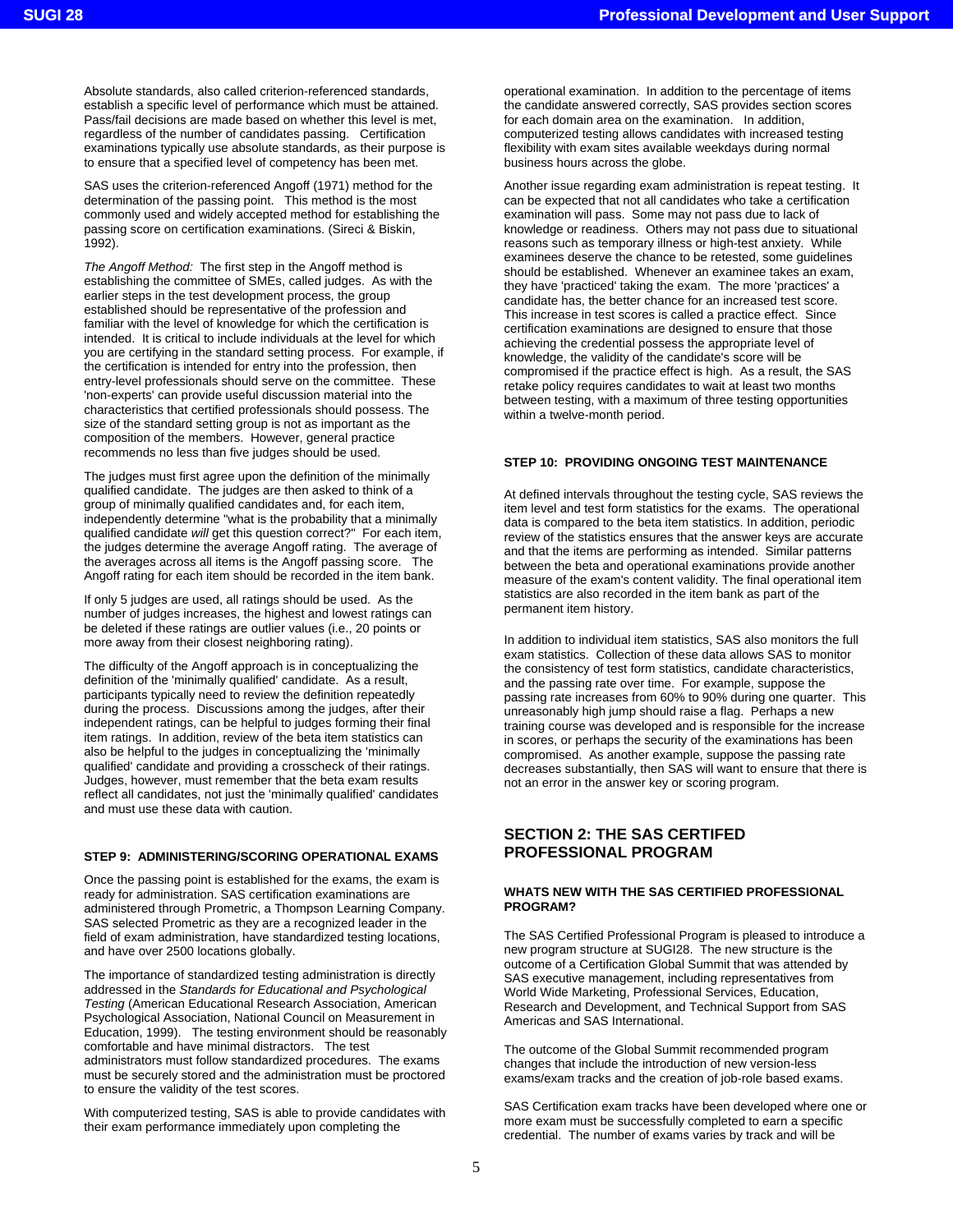Absolute standards, also called criterion-referenced standards, establish a specific level of performance which must be attained. Pass/fail decisions are made based on whether this level is met, regardless of the number of candidates passing. Certification examinations typically use absolute standards, as their purpose is to ensure that a specified level of competency has been met.

SAS uses the criterion-referenced Angoff (1971) method for the determination of the passing point. This method is the most commonly used and widely accepted method for establishing the passing score on certification examinations. (Sireci & Biskin, 1992).

*The Angoff Method:* The first step in the Angoff method is establishing the committee of SMEs, called judges. As with the earlier steps in the test development process, the group established should be representative of the profession and familiar with the level of knowledge for which the certification is intended. It is critical to include individuals at the level for which you are certifying in the standard setting process. For example, if the certification is intended for entry into the profession, then entry-level professionals should serve on the committee. These 'non-experts' can provide useful discussion material into the characteristics that certified professionals should possess. The size of the standard setting group is not as important as the composition of the members. However, general practice recommends no less than five judges should be used.

The judges must first agree upon the definition of the minimally qualified candidate. The judges are then asked to think of a group of minimally qualified candidates and, for each item, independently determine "what is the probability that a minimally qualified candidate *will* get this question correct?" For each item, the judges determine the average Angoff rating. The average of the averages across all items is the Angoff passing score. The Angoff rating for each item should be recorded in the item bank.

If only 5 judges are used, all ratings should be used. As the number of judges increases, the highest and lowest ratings can be deleted if these ratings are outlier values (i.e., 20 points or more away from their closest neighboring rating).

The difficulty of the Angoff approach is in conceptualizing the definition of the 'minimally qualified' candidate. As a result, participants typically need to review the definition repeatedly during the process. Discussions among the judges, after their independent ratings, can be helpful to judges forming their final item ratings. In addition, review of the beta item statistics can also be helpful to the judges in conceptualizing the 'minimally qualified' candidate and providing a crosscheck of their ratings. Judges, however, must remember that the beta exam results reflect all candidates, not just the 'minimally qualified' candidates and must use these data with caution.

### STEP 9: ADMINISTERING/SCORING OPERATIONAL EXAMS

Once the passing point is established for the exams, the exam is ready for administration. SAS certification examinations are administered through Prometric, a Thompson Learning Company. SAS selected Prometric as they are a recognized leader in the field of exam administration, have standardized testing locations, and have over 2500 locations globally.

The importance of standardized testing administration is directly addressed in the *Standards for Educational and Psychological Testing* (American Educational Research Association, American Psychological Association, National Council on Measurement in Education, 1999). The testing environment should be reasonably comfortable and have minimal distractors. The test administrators must follow standardized procedures. The exams must be securely stored and the administration must be proctored to ensure the validity of the test scores.

With computerized testing, SAS is able to provide candidates with their exam performance immediately upon completing the operational examination. In addition to the percentage of items the candidate answered correctly, SAS provides section scores for each domain area on the examination. In addition, computerized testing allows candidates with increased testing flexibility with exam sites available weekdays during normal business hours across the globe.

Another issue regarding exam administration is repeat testing. It can be expected that not all candidates who take a certification examination will pass. Some may not pass due to lack of knowledge or readiness. Others may not pass due to situational reasons such as temporary illness or high-test anxiety. While examinees deserve the chance to be retested, some guidelines should be established. Whenever an examinee takes an exam, they have 'practiced' taking the exam. The more 'practices' a candidate has, the better chance for an increased test score. This increase in test scores is called a practice effect. Since certification examinations are designed to ensure that those achieving the credential possess the appropriate level of knowledge, the validity of the candidate's score will be compromised if the practice effect is high. As a result, the SAS retake policy requires candidates to wait at least two months between testing, with a maximum of three testing opportunities within a twelve-month period.

### STEP 10: PROVIDING ONGOING TEST MAINTENANCE

At defined intervals throughout the testing cycle, SAS reviews the item level and test form statistics for the exams. The operational data is compared to the beta item statistics. In addition, periodic review of the statistics ensures that the answer keys are accurate and that the items are performing as intended. Similar patterns between the beta and operational examinations provide another measure of the exam's content validity. The final operational item statistics are also recorded in the item bank as part of the permanent item history.

In addition to individual item statistics, SAS also monitors the full exam statistics. Collection of these data allows SAS to monitor the consistency of test form statistics, candidate characteristics, and the passing rate over time. For example, suppose the passing rate increases from 60% to 90% during one quarter. This unreasonably high jump should raise a flag. Perhaps a new training course was developed and is responsible for the increase in scores, or perhaps the security of the examinations has been compromised. As another example, suppose the passing rate decreases substantially, then SAS will want to ensure that there is not an error in the answer key or scoring program.

## SECTION 2: THE SAS CERTIFIED PROFESSIONAL PROGRAM

### WHATS NEW WITH THE SAS CERTIFIED PROFESSIONAL PROGRAM?

The SAS Certified Professional Program is pleased to introduce a new program structure at SUGI28. The new structure is the outcome of a Certification Global Summit that was attended by SAS executive management, including representatives from World Wide Marketing, Professional Services, Education, Research and Development, and Technical Support from SAS Americas and SAS International.

The outcome of the Global Summit recommended program changes that include the introduction of new version-less exams/exam tracks and the creation of job-role based exams.

SAS Certification exam tracks have been developed where one or more exam must be successfully completed to earn a specific credential. The number of exams varies by track and will be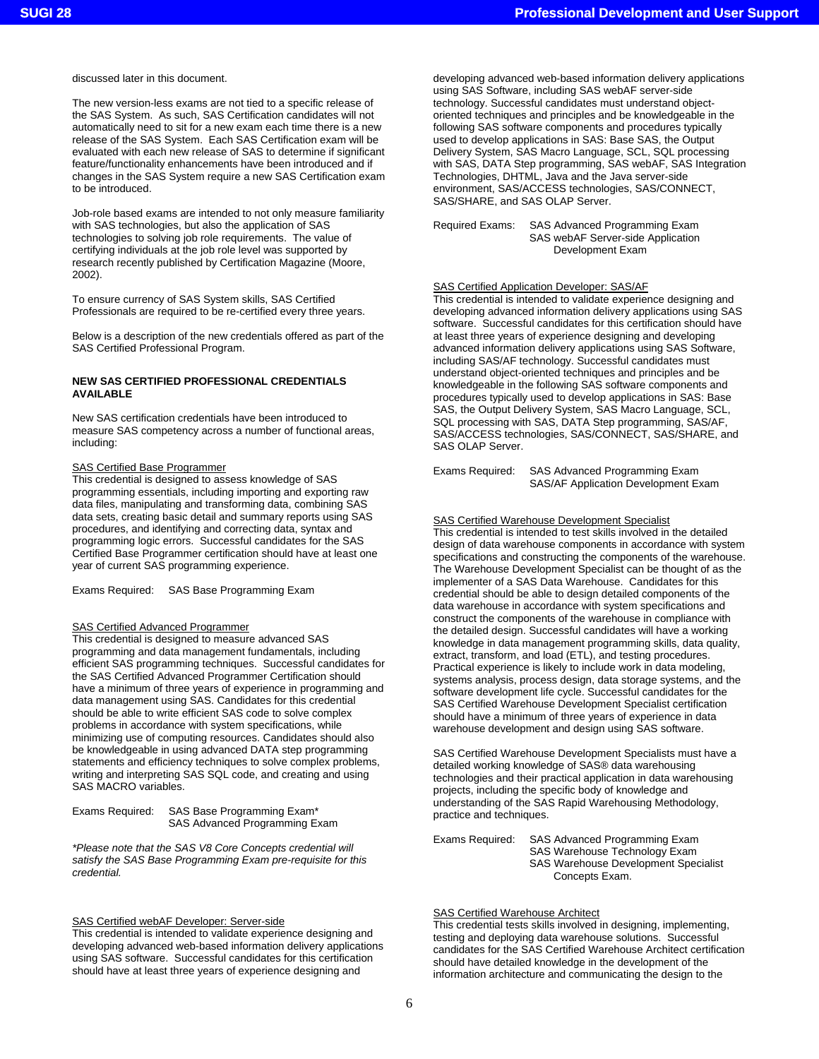discussed later in this document.

The new version-less exams are not tied to a specific release of the SAS System. As such, SAS Certification candidates will not automatically need to sit for a new exam each time there is a new release of the SAS System. Each SAS Certification exam will be evaluated with each new release of SAS to determine if significant feature/functionality enhancements have been introduced and if changes in the SAS System require a new SAS Certification exam to be introduced.

Job-role based exams are intended to not only measure familiarity with SAS technologies, but also the application of SAS technologies to solving job role requirements. The value of certifying individuals at the job role level was supported by research recently published by Certification Magazine (Moore, 2002).

To ensure currency of SAS System skills, SAS Certified Professionals are required to be re-certified every three years.

Below is a description of the new credentials offered as part of the SAS Certified Professional Program.

## NEW SAS CERTIFIED PROFESSIONAL CREDENTIALS AVAILABLE

New SAS certification credentials have been introduced to measure SAS competency across a number of functional areas, including:

### SAS Certified Base Programmer

This credential is designed to assess knowledge of SAS programming essentials, including importing and exporting raw data files, manipulating and transforming data, combining SAS data sets, creating basic detail and summary reports using SAS procedures, and identifying and correcting data, syntax and programming logic errors. Successful candidates for the SAS Certified Base Programmer certification should have at least one year of current SAS programming experience.

Exams Required: SAS Base Programming Exam

### SAS Certified Advanced Programmer

This credential is designed to measure advanced SAS programming and data management fundamentals, including efficient SAS programming techniques. Successful candidates for the SAS Certified Advanced Programmer Certification should have a minimum of three years of experience in programming and data management using SAS. Candidates for this credential should be able to write efficient SAS code to solve complex problems in accordance with system specifications, while minimizing use of computing resources. Candidates should also be knowledgeable in using advanced DATA step programming statements and efficiency techniques to solve complex problems, writing and interpreting SAS SQL code, and creating and using SAS MACRO variables.

Exams Required: SAS Base Programming Exam*
SAS Advanced Programming Exam

*\*Please note that the SAS V8 Core Concepts credential will satisfy the SAS Base Programming Exam pre-requisite for this credential.*

### SAS Certified webAF Developer: Server-side

This credential is intended to validate experience designing and developing advanced web-based information delivery applications using SAS software. Successful candidates for this certification should have at least three years of experience designing and developing advanced web-based information delivery applications using SAS Software, including SAS webAF server-side technology. Successful candidates must understand object-oriented techniques and principles and be knowledgeable in the following SAS software components and procedures typically used to develop applications in SAS: Base SAS, the Output Delivery System, SAS Macro Language, SCL, SQL processing with SAS, DATA Step programming, SAS webAF, SAS Integration Technologies, DHTML, Java and the Java server-side environment, SAS/ACCESS technologies, SAS/CONNECT, SAS/SHARE, and SAS OLAP Server.

Required Exams: SAS Advanced Programming Exam
SAS webAF Server-side Application Development Exam

### SAS Certified Application Developer: SAS/AF

This credential is intended to validate experience designing and developing advanced information delivery applications using SAS software. Successful candidates for this certification should have at least three years of experience designing and developing advanced information delivery applications using SAS Software, including SAS/AF technology. Successful candidates must understand object-oriented techniques and principles and be knowledgeable in the following SAS software components and procedures typically used to develop applications in SAS: Base SAS, the Output Delivery System, SAS Macro Language, SCL, SQL processing with SAS, DATA Step programming, SAS/AF, SAS/ACCESS technologies, SAS/CONNECT, SAS/SHARE, and SAS OLAP Server.

Exams Required: SAS Advanced Programming Exam
SAS/AF Application Development Exam

### SAS Certified Warehouse Development Specialist

This credential is intended to test skills involved in the detailed design of data warehouse components in accordance with system specifications and constructing the components of the warehouse. The Warehouse Development Specialist can be thought of as the implementer of a SAS Data Warehouse. Candidates for this credential should be able to design detailed components of the data warehouse in accordance with system specifications and construct the components of the warehouse in compliance with the detailed design. Successful candidates will have a working knowledge in data management programming skills, data quality, extract, transform, and load (ETL), and testing procedures. Practical experience is likely to include work in data modeling, systems analysis, process design, data storage systems, and the software development life cycle. Successful candidates for the SAS Certified Warehouse Development Specialist certification should have a minimum of three years of experience in data warehouse development and design using SAS software.

SAS Certified Warehouse Development Specialists must have a detailed working knowledge of SAS® data warehousing technologies and their practical application in data warehousing projects, including the specific body of knowledge and understanding of the SAS Rapid Warehousing Methodology, practice and techniques.

Exams Required: SAS Advanced Programming Exam
SAS Warehouse Technology Exam
SAS Warehouse Development Specialist Concepts Exam.

### SAS Certified Warehouse Architect

This credential tests skills involved in designing, implementing, testing and deploying data warehouse solutions. Successful candidates for the SAS Certified Warehouse Architect certification should have detailed knowledge in the development of the information architecture and communicating the design to the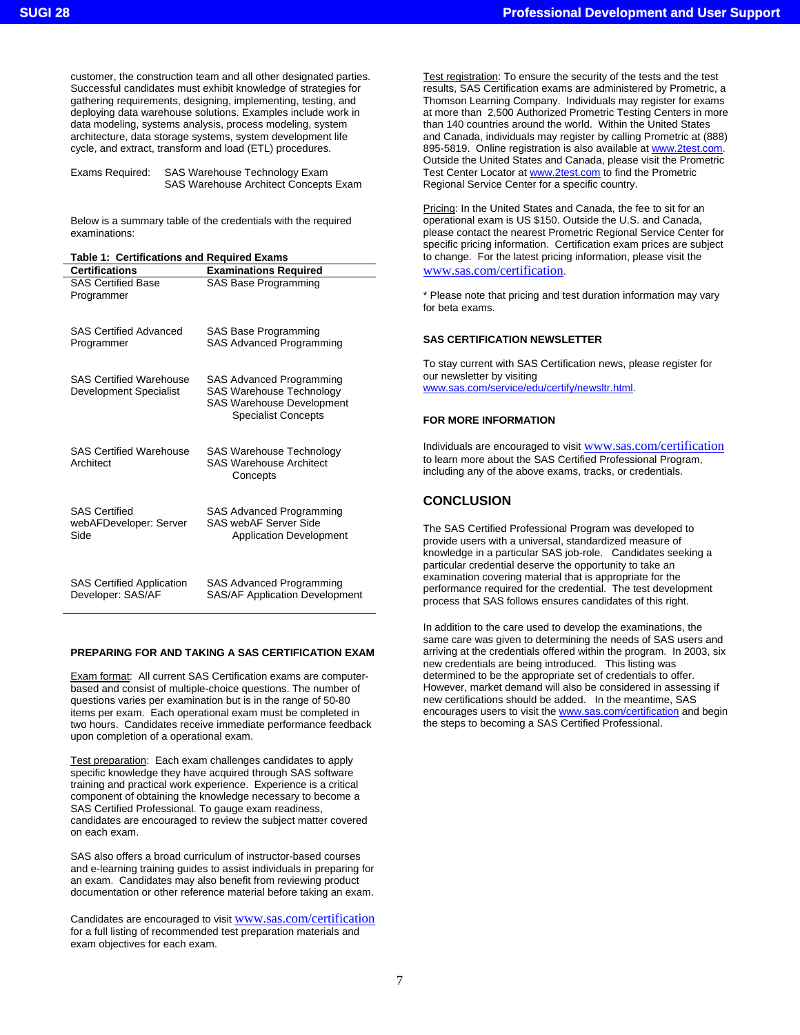customer, the construction team and all other designated parties. Successful candidates must exhibit knowledge of strategies for gathering requirements, designing, implementing, testing, and deploying data warehouse solutions. Examples include work in data modeling, systems analysis, process modeling, system architecture, data storage systems, system development life cycle, and extract, transform and load (ETL) procedures.

Exams Required: SAS Warehouse Technology Exam
SAS Warehouse Architect Concepts Exam

Below is a summary table of the credentials with the required examinations:

**Table 1: Certifications and Required Exams**

| Certifications | Examinations Required |
|---|---|
| SAS Certified Base Programmer | SAS Base Programming |
| SAS Certified Advanced Programmer | SAS Base Programming<br>SAS Advanced Programming |
| SAS Certified Warehouse Development Specialist | SAS Advanced Programming<br>SAS Warehouse Technology<br>SAS Warehouse Development Specialist Concepts |
| SAS Certified Warehouse Architect | SAS Warehouse Technology<br>SAS Warehouse Architect Concepts |
| SAS Certified webAFDeveloper: Server Side | SAS Advanced Programming<br>SAS webAF Server Side Application Development |
| SAS Certified Application Developer: SAS/AF | SAS Advanced Programming<br>SAS/AF Application Development |

### PREPARING FOR AND TAKING A SAS CERTIFICATION EXAM

Exam format: All current SAS Certification exams are computer-based and consist of multiple-choice questions. The number of questions varies per examination but is in the range of 50-80 items per exam. Each operational exam must be completed in two hours. Candidates receive immediate performance feedback upon completion of a operational exam.

Test preparation: Each exam challenges candidates to apply specific knowledge they have acquired through SAS software training and practical work experience. Experience is a critical component of obtaining the knowledge necessary to become a SAS Certified Professional. To gauge exam readiness, candidates are encouraged to review the subject matter covered on each exam.

SAS also offers a broad curriculum of instructor-based courses and e-learning training guides to assist individuals in preparing for an exam. Candidates may also benefit from reviewing product documentation or other reference material before taking an exam.

Candidates are encouraged to visit www.sas.com/certification for a full listing of recommended test preparation materials and exam objectives for each exam.

Test registration: To ensure the security of the tests and the test results, SAS Certification exams are administered by Prometric, a Thomson Learning Company. Individuals may register for exams at more than 2,500 Authorized Prometric Testing Centers in more than 140 countries around the world. Within the United States and Canada, individuals may register by calling Prometric at (888) 895-5819. Online registration is also available at www.2test.com. Outside the United States and Canada, please visit the Prometric Test Center Locator at www.2test.com to find the Prometric Regional Service Center for a specific country.

Pricing: In the United States and Canada, the fee to sit for an operational exam is US $150. Outside the U.S. and Canada, please contact the nearest Prometric Regional Service Center for specific pricing information. Certification exam prices are subject to change. For the latest pricing information, please visit the www.sas.com/certification.

* Please note that pricing and test duration information may vary for beta exams.

### SAS CERTIFICATION NEWSLETTER

To stay current with SAS Certification news, please register for our newsletter by visiting www.sas.com/service/edu/certify/newsltr.html.

### FOR MORE INFORMATION

Individuals are encouraged to visit www.sas.com/certification to learn more about the SAS Certified Professional Program, including any of the above exams, tracks, or credentials.

## CONCLUSION

The SAS Certified Professional Program was developed to provide users with a universal, standardized measure of knowledge in a particular SAS job-role. Candidates seeking a particular credential deserve the opportunity to take an examination covering material that is appropriate for the performance required for the credential. The test development process that SAS follows ensures candidates of this right.

In addition to the care used to develop the examinations, the same care was given to determining the needs of SAS users and arriving at the credentials offered within the program. In 2003, six new credentials are being introduced. This listing was determined to be the appropriate set of credentials to offer. However, market demand will also be considered in assessing if new certifications should be added. In the meantime, SAS encourages users to visit the www.sas.com/certification and begin the steps to becoming a SAS Certified Professional.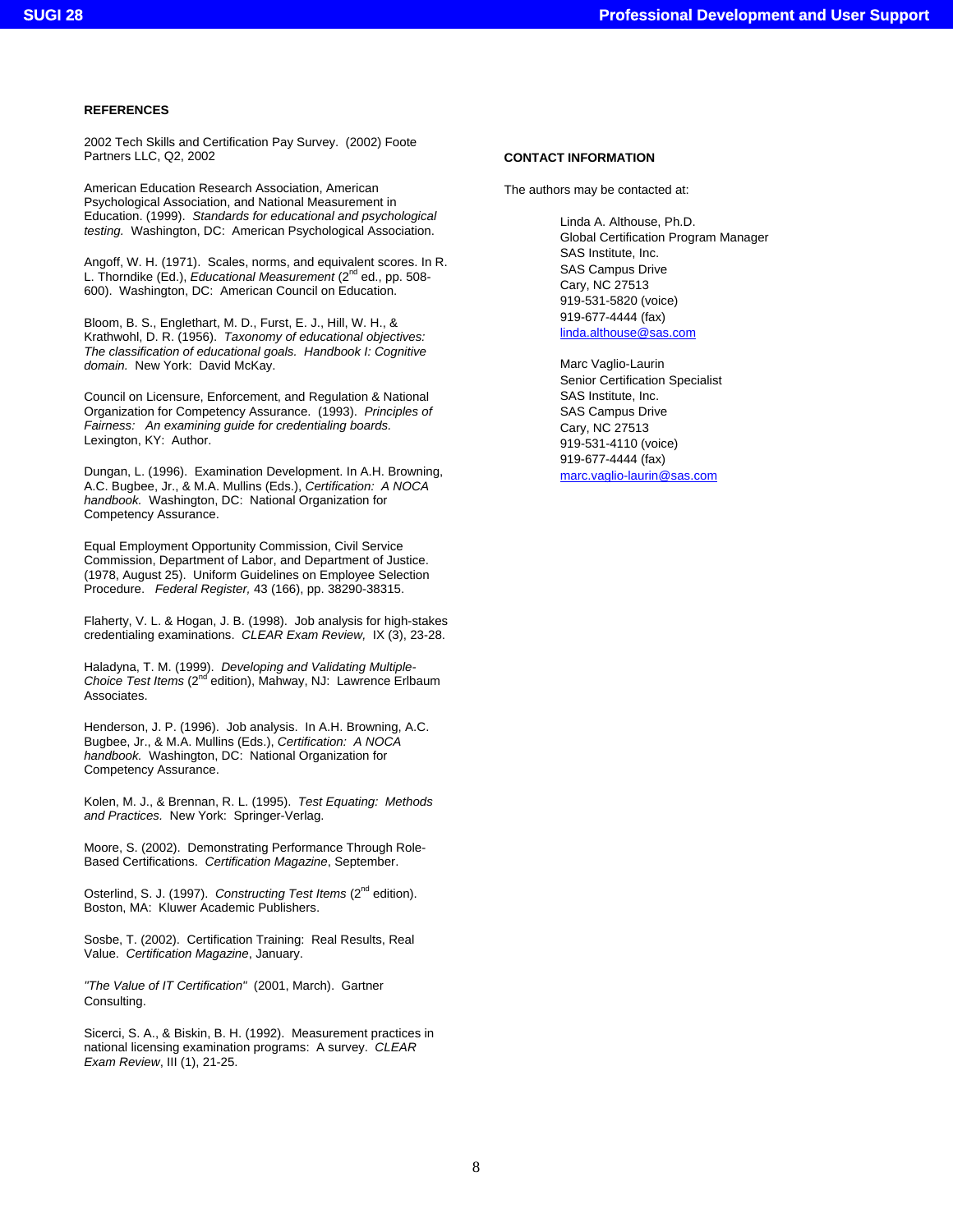## REFERENCES

2002 Tech Skills and Certification Pay Survey. (2002) Foote Partners LLC, Q2, 2002

American Education Research Association, American Psychological Association, and National Measurement in Education. (1999). *Standards for educational and psychological testing.* Washington, DC: American Psychological Association.

Angoff, W. H. (1971). Scales, norms, and equivalent scores. In R. L. Thorndike (Ed.), *Educational Measurement* (2nd ed., pp. 508-600). Washington, DC: American Council on Education.

Bloom, B. S., Englethart, M. D., Furst, E. J., Hill, W. H., & Krathwohl, D. R. (1956). *Taxonomy of educational objectives: The classification of educational goals. Handbook I: Cognitive domain.* New York: David McKay.

Council on Licensure, Enforcement, and Regulation & National Organization for Competency Assurance. (1993). *Principles of Fairness: An examining guide for credentialing boards.* Lexington, KY: Author.

Dungan, L. (1996). Examination Development. In A.H. Browning, A.C. Bugbee, Jr., & M.A. Mullins (Eds.), *Certification: A NOCA handbook.* Washington, DC: National Organization for Competency Assurance.

Equal Employment Opportunity Commission, Civil Service Commission, Department of Labor, and Department of Justice. (1978, August 25). Uniform Guidelines on Employee Selection Procedure. *Federal Register,* 43 (166), pp. 38290-38315.

Flaherty, V. L. & Hogan, J. B. (1998). Job analysis for high-stakes credentialing examinations. *CLEAR Exam Review,* IX (3), 23-28.

Haladyna, T. M. (1999). *Developing and Validating Multiple-Choice Test Items* (2nd edition), Mahway, NJ: Lawrence Erlbaum Associates.

Henderson, J. P. (1996). Job analysis. In A.H. Browning, A.C. Bugbee, Jr., & M.A. Mullins (Eds.), *Certification: A NOCA handbook.* Washington, DC: National Organization for Competency Assurance.

Kolen, M. J., & Brennan, R. L. (1995). *Test Equating: Methods and Practices.* New York: Springer-Verlag.

Moore, S. (2002). Demonstrating Performance Through Role-Based Certifications. *Certification Magazine*, September.

Osterlind, S. J. (1997). *Constructing Test Items* (2nd edition). Boston, MA: Kluwer Academic Publishers.

Sosbe, T. (2002). Certification Training: Real Results, Real Value. *Certification Magazine*, January.

*"The Value of IT Certification"* (2001, March). Gartner Consulting.

Sicerci, S. A., & Biskin, B. H. (1992). Measurement practices in national licensing examination programs: A survey. *CLEAR Exam Review*, III (1), 21-25.

## CONTACT INFORMATION

The authors may be contacted at:

Linda A. Althouse, Ph.D.
Global Certification Program Manager
SAS Institute, Inc.
SAS Campus Drive
Cary, NC 27513
919-531-5820 (voice)
919-677-4444 (fax)
linda.althouse@sas.com

Marc Vaglio-Laurin
Senior Certification Specialist
SAS Institute, Inc.
SAS Campus Drive
Cary, NC 27513
919-531-4110 (voice)
919-677-4444 (fax)
marc.vaglio-laurin@sas.com